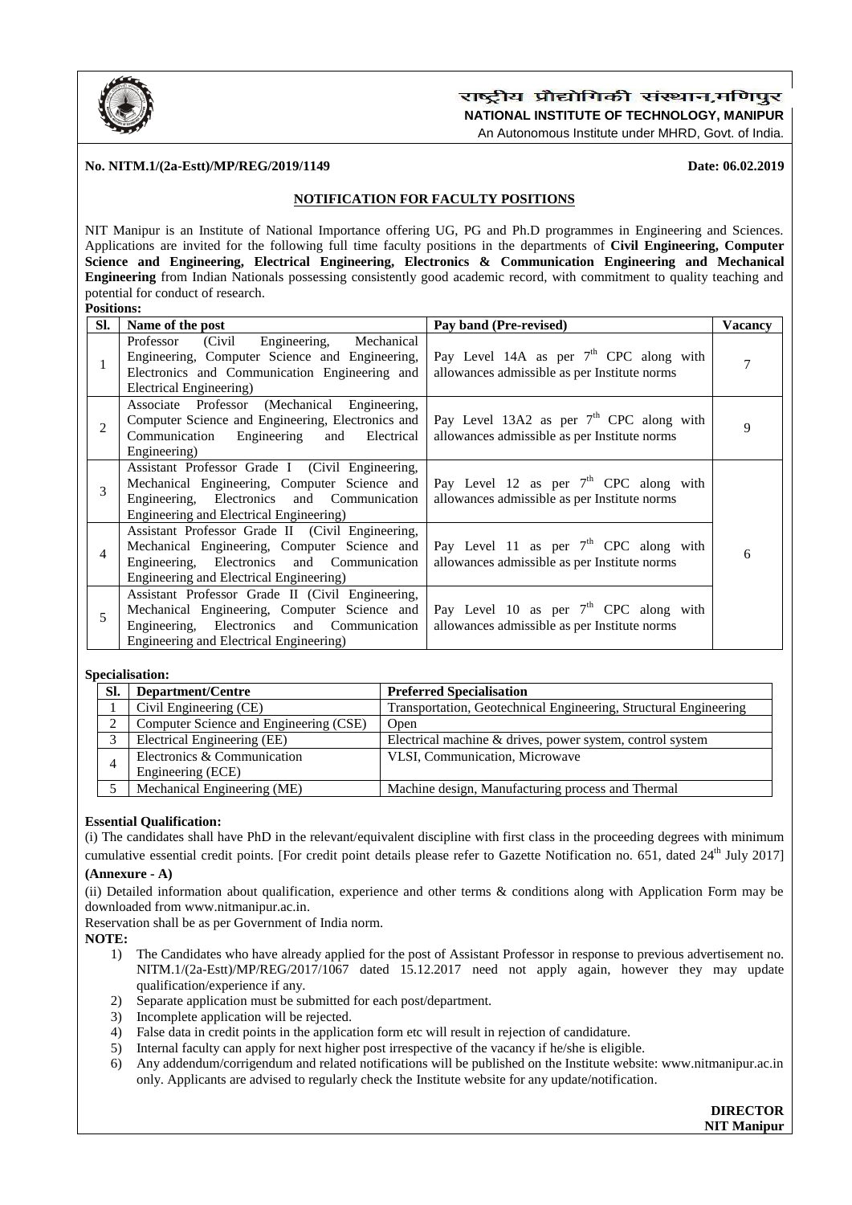राष्ट्रीय प्रौद्योगिकी संस्थान,मणिपुर

**NATIONAL INSTITUTE OF TECHNOLOGY, MANIPUR**

An Autonomous Institute under MHRD, Govt. of India.

**No. NITM.1/(2a-Estt)/MP/REG/2019/1149** **Date: 06.02.2019**

## NOTIFICATION FOR FACULTY POSITIONS

NIT Manipur is an Institute of National Importance offering UG, PG and Ph.D programmes in Engineering and Sciences. Applications are invited for the following full time faculty positions in the departments of **Civil Engineering, Computer Science and Engineering, Electrical Engineering, Electronics & Communication Engineering and Mechanical Engineering** from Indian Nationals possessing consistently good academic record, with commitment to quality teaching and potential for conduct of research.

**Positions:**

| Sl. | Name of the post | Pay band (Pre-revised) | Vacancy |
|---|---|---|---|
| 1 | Professor (Civil Engineering, Mechanical Engineering, Computer Science and Engineering, Electronics and Communication Engineering and Electrical Engineering) | Pay Level 14A as per 7th CPC along with allowances admissible as per Institute norms | 7 |
| 2 | Associate Professor (Mechanical Engineering, Computer Science and Engineering, Electronics and Communication Engineering and Electrical Engineering) | Pay Level 13A2 as per 7th CPC along with allowances admissible as per Institute norms | 9 |
| 3 | Assistant Professor Grade I (Civil Engineering, Mechanical Engineering, Computer Science and Engineering, Electronics and Communication Engineering and Electrical Engineering) | Pay Level 12 as per 7th CPC along with allowances admissible as per Institute norms | 6 |
| 4 | Assistant Professor Grade II (Civil Engineering, Mechanical Engineering, Computer Science and Engineering, Electronics and Communication Engineering and Electrical Engineering) | Pay Level 11 as per 7th CPC along with allowances admissible as per Institute norms | |
| 5 | Assistant Professor Grade II (Civil Engineering, Mechanical Engineering, Computer Science and Engineering, Electronics and Communication Engineering and Electrical Engineering) | Pay Level 10 as per 7th CPC along with allowances admissible as per Institute norms | |

**Specialisation:**

| Sl. | Department/Centre | Preferred Specialisation |
|---|---|---|
| 1 | Civil Engineering (CE) | Transportation, Geotechnical Engineering, Structural Engineering |
| 2 | Computer Science and Engineering (CSE) | Open |
| 3 | Electrical Engineering (EE) | Electrical machine & drives, power system, control system |
| 4 | Electronics & Communication Engineering (ECE) | VLSI, Communication, Microwave |
| 5 | Mechanical Engineering (ME) | Machine design, Manufacturing process and Thermal |

**Essential Qualification:**

(i) The candidates shall have PhD in the relevant/equivalent discipline with first class in the proceeding degrees with minimum cumulative essential credit points. [For credit point details please refer to Gazette Notification no. 651, dated 24th July 2017] **(Annexure - A)**

(ii) Detailed information about qualification, experience and other terms & conditions along with Application Form may be downloaded from www.nitmanipur.ac.in.

Reservation shall be as per Government of India norm.

**NOTE:**

1) The Candidates who have already applied for the post of Assistant Professor in response to previous advertisement no. NITM.1/(2a-Estt)/MP/REG/2017/1067 dated 15.12.2017 need not apply again, however they may update qualification/experience if any.
2) Separate application must be submitted for each post/department.
3) Incomplete application will be rejected.
4) False data in credit points in the application form etc will result in rejection of candidature.
5) Internal faculty can apply for next higher post irrespective of the vacancy if he/she is eligible.
6) Any addendum/corrigendum and related notifications will be published on the Institute website: www.nitmanipur.ac.in only. Applicants are advised to regularly check the Institute website for any update/notification.

**DIRECTOR**
**NIT Manipur**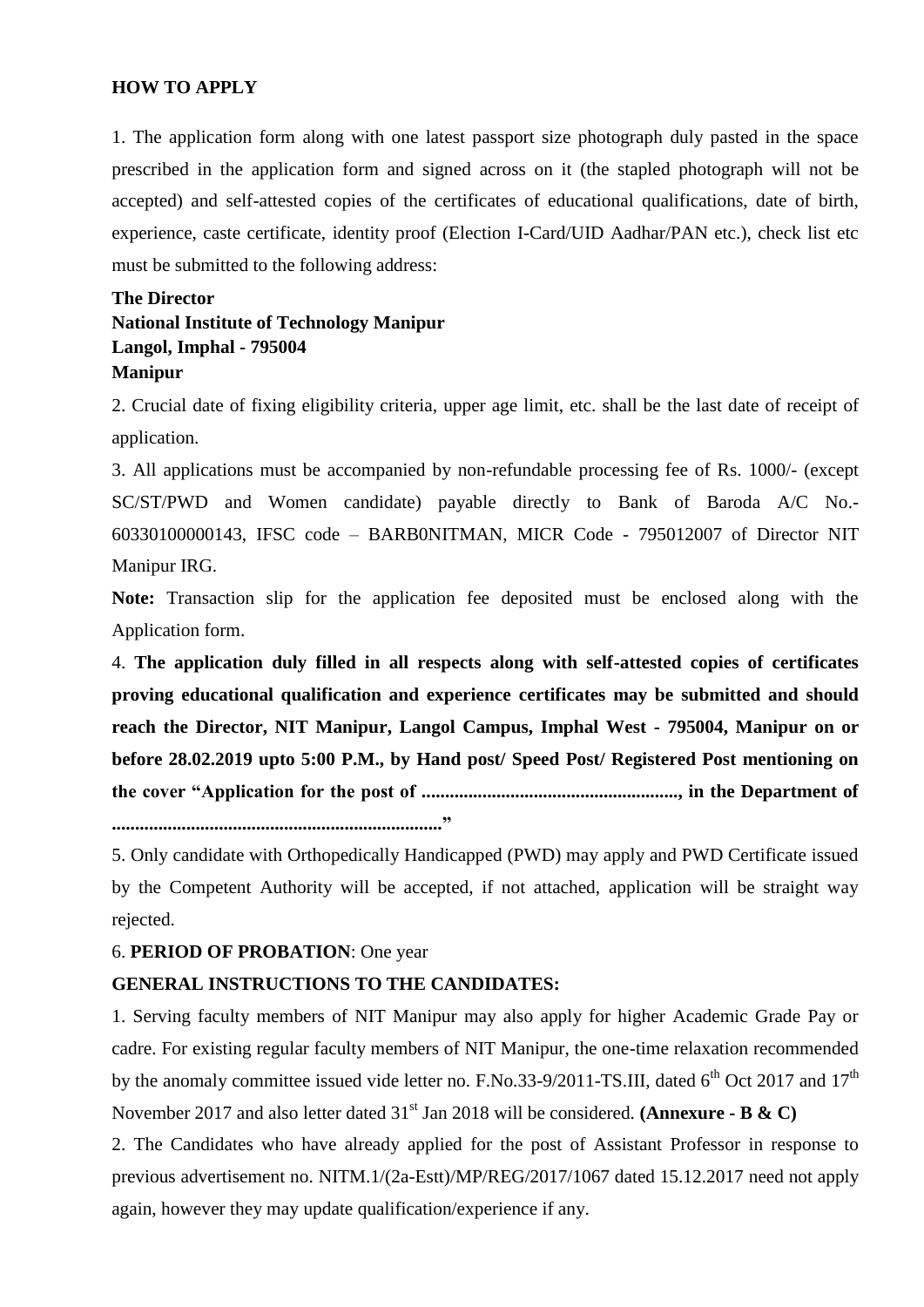## HOW TO APPLY

1. The application form along with one latest passport size photograph duly pasted in the space prescribed in the application form and signed across on it (the stapled photograph will not be accepted) and self-attested copies of the certificates of educational qualifications, date of birth, experience, caste certificate, identity proof (Election I-Card/UID Aadhar/PAN etc.), check list etc must be submitted to the following address:

**The Director**
**National Institute of Technology Manipur**
**Langol, Imphal - 795004**
**Manipur**

2. Crucial date of fixing eligibility criteria, upper age limit, etc. shall be the last date of receipt of application.

3. All applications must be accompanied by non-refundable processing fee of Rs. 1000/- (except SC/ST/PWD and Women candidate) payable directly to Bank of Baroda A/C No.- 60330100000143, IFSC code – BARB0NITMAN, MICR Code - 795012007 of Director NIT Manipur IRG.

**Note:** Transaction slip for the application fee deposited must be enclosed along with the Application form.

4. **The application duly filled in all respects along with self-attested copies of certificates proving educational qualification and experience certificates may be submitted and should reach the Director, NIT Manipur, Langol Campus, Imphal West - 795004, Manipur on or before 28.02.2019 upto 5:00 P.M., by Hand post/ Speed Post/ Registered Post mentioning on the cover "Application for the post of ......................................................., in the Department of ......................................................................"**

5. Only candidate with Orthopedically Handicapped (PWD) may apply and PWD Certificate issued by the Competent Authority will be accepted, if not attached, application will be straight way rejected.

6. **PERIOD OF PROBATION**: One year

## GENERAL INSTRUCTIONS TO THE CANDIDATES:

1. Serving faculty members of NIT Manipur may also apply for higher Academic Grade Pay or cadre. For existing regular faculty members of NIT Manipur, the one-time relaxation recommended by the anomaly committee issued vide letter no. F.No.33-9/2011-TS.III, dated 6th Oct 2017 and 17th November 2017 and also letter dated 31st Jan 2018 will be considered. **(Annexure - B & C)**

2. The Candidates who have already applied for the post of Assistant Professor in response to previous advertisement no. NITM.1/(2a-Estt)/MP/REG/2017/1067 dated 15.12.2017 need not apply again, however they may update qualification/experience if any.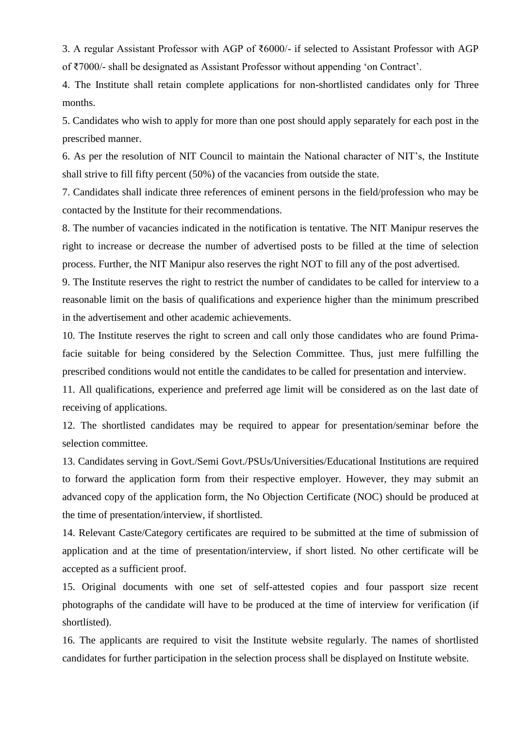3. A regular Assistant Professor with AGP of ₹6000/- if selected to Assistant Professor with AGP of ₹7000/- shall be designated as Assistant Professor without appending 'on Contract'.

4. The Institute shall retain complete applications for non-shortlisted candidates only for Three months.

5. Candidates who wish to apply for more than one post should apply separately for each post in the prescribed manner.

6. As per the resolution of NIT Council to maintain the National character of NIT's, the Institute shall strive to fill fifty percent (50%) of the vacancies from outside the state.

7. Candidates shall indicate three references of eminent persons in the field/profession who may be contacted by the Institute for their recommendations.

8. The number of vacancies indicated in the notification is tentative. The NIT Manipur reserves the right to increase or decrease the number of advertised posts to be filled at the time of selection process. Further, the NIT Manipur also reserves the right NOT to fill any of the post advertised.

9. The Institute reserves the right to restrict the number of candidates to be called for interview to a reasonable limit on the basis of qualifications and experience higher than the minimum prescribed in the advertisement and other academic achievements.

10. The Institute reserves the right to screen and call only those candidates who are found Prima-facie suitable for being considered by the Selection Committee. Thus, just mere fulfilling the prescribed conditions would not entitle the candidates to be called for presentation and interview.

11. All qualifications, experience and preferred age limit will be considered as on the last date of receiving of applications.

12. The shortlisted candidates may be required to appear for presentation/seminar before the selection committee.

13. Candidates serving in Govt./Semi Govt./PSUs/Universities/Educational Institutions are required to forward the application form from their respective employer. However, they may submit an advanced copy of the application form, the No Objection Certificate (NOC) should be produced at the time of presentation/interview, if shortlisted.

14. Relevant Caste/Category certificates are required to be submitted at the time of submission of application and at the time of presentation/interview, if short listed. No other certificate will be accepted as a sufficient proof.

15. Original documents with one set of self-attested copies and four passport size recent photographs of the candidate will have to be produced at the time of interview for verification (if shortlisted).

16. The applicants are required to visit the Institute website regularly. The names of shortlisted candidates for further participation in the selection process shall be displayed on Institute website.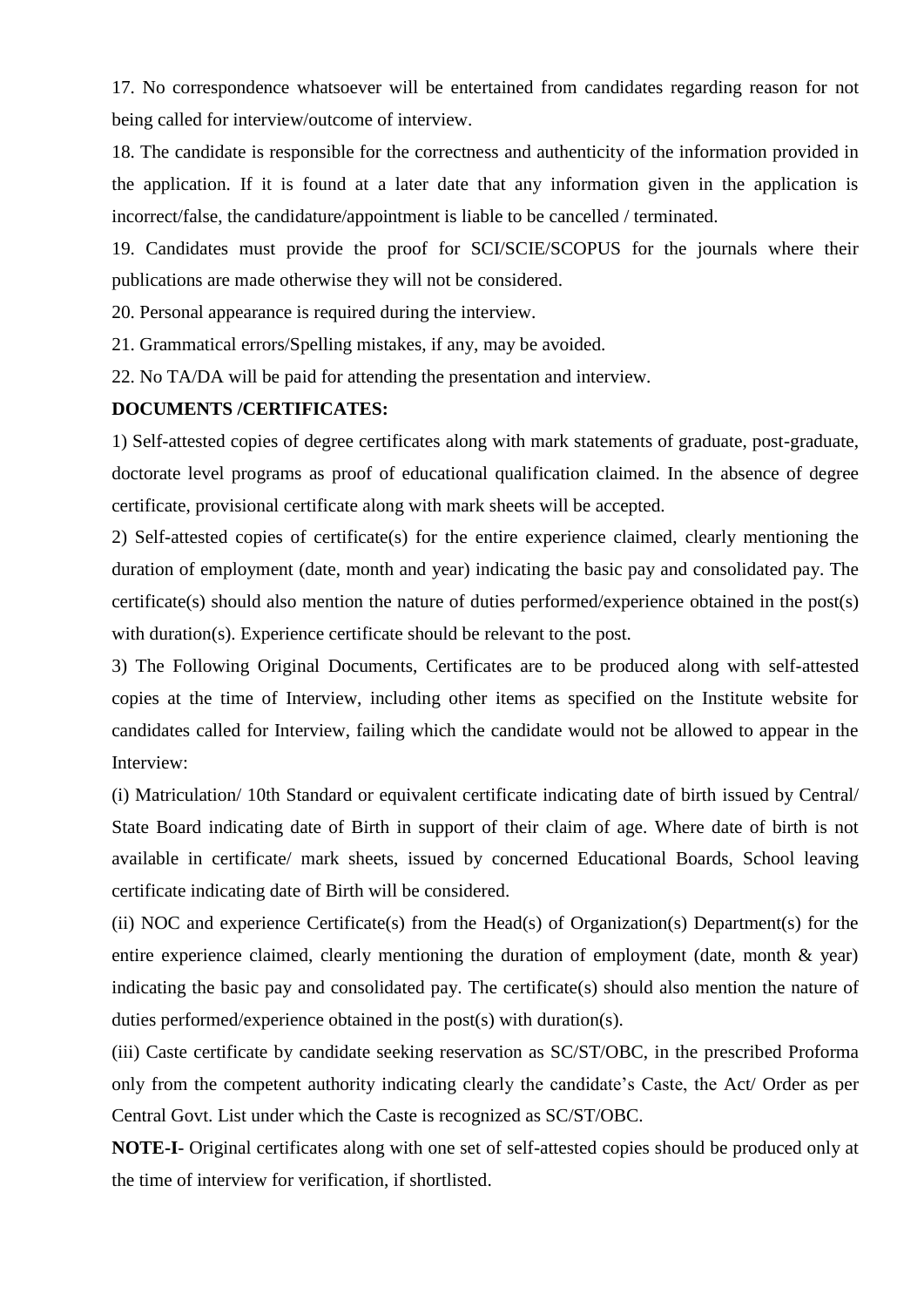17. No correspondence whatsoever will be entertained from candidates regarding reason for not being called for interview/outcome of interview.

18. The candidate is responsible for the correctness and authenticity of the information provided in the application. If it is found at a later date that any information given in the application is incorrect/false, the candidature/appointment is liable to be cancelled / terminated.

19. Candidates must provide the proof for SCI/SCIE/SCOPUS for the journals where their publications are made otherwise they will not be considered.

20. Personal appearance is required during the interview.

21. Grammatical errors/Spelling mistakes, if any, may be avoided.

22. No TA/DA will be paid for attending the presentation and interview.

**DOCUMENTS /CERTIFICATES:**

1) Self-attested copies of degree certificates along with mark statements of graduate, post-graduate, doctorate level programs as proof of educational qualification claimed. In the absence of degree certificate, provisional certificate along with mark sheets will be accepted.

2) Self-attested copies of certificate(s) for the entire experience claimed, clearly mentioning the duration of employment (date, month and year) indicating the basic pay and consolidated pay. The certificate(s) should also mention the nature of duties performed/experience obtained in the post(s) with duration(s). Experience certificate should be relevant to the post.

3) The Following Original Documents, Certificates are to be produced along with self-attested copies at the time of Interview, including other items as specified on the Institute website for candidates called for Interview, failing which the candidate would not be allowed to appear in the Interview:

(i) Matriculation/ 10th Standard or equivalent certificate indicating date of birth issued by Central/ State Board indicating date of Birth in support of their claim of age. Where date of birth is not available in certificate/ mark sheets, issued by concerned Educational Boards, School leaving certificate indicating date of Birth will be considered.

(ii) NOC and experience Certificate(s) from the Head(s) of Organization(s) Department(s) for the entire experience claimed, clearly mentioning the duration of employment (date, month & year) indicating the basic pay and consolidated pay. The certificate(s) should also mention the nature of duties performed/experience obtained in the post(s) with duration(s).

(iii) Caste certificate by candidate seeking reservation as SC/ST/OBC, in the prescribed Proforma only from the competent authority indicating clearly the candidate's Caste, the Act/ Order as per Central Govt. List under which the Caste is recognized as SC/ST/OBC.

**NOTE-I**- Original certificates along with one set of self-attested copies should be produced only at the time of interview for verification, if shortlisted.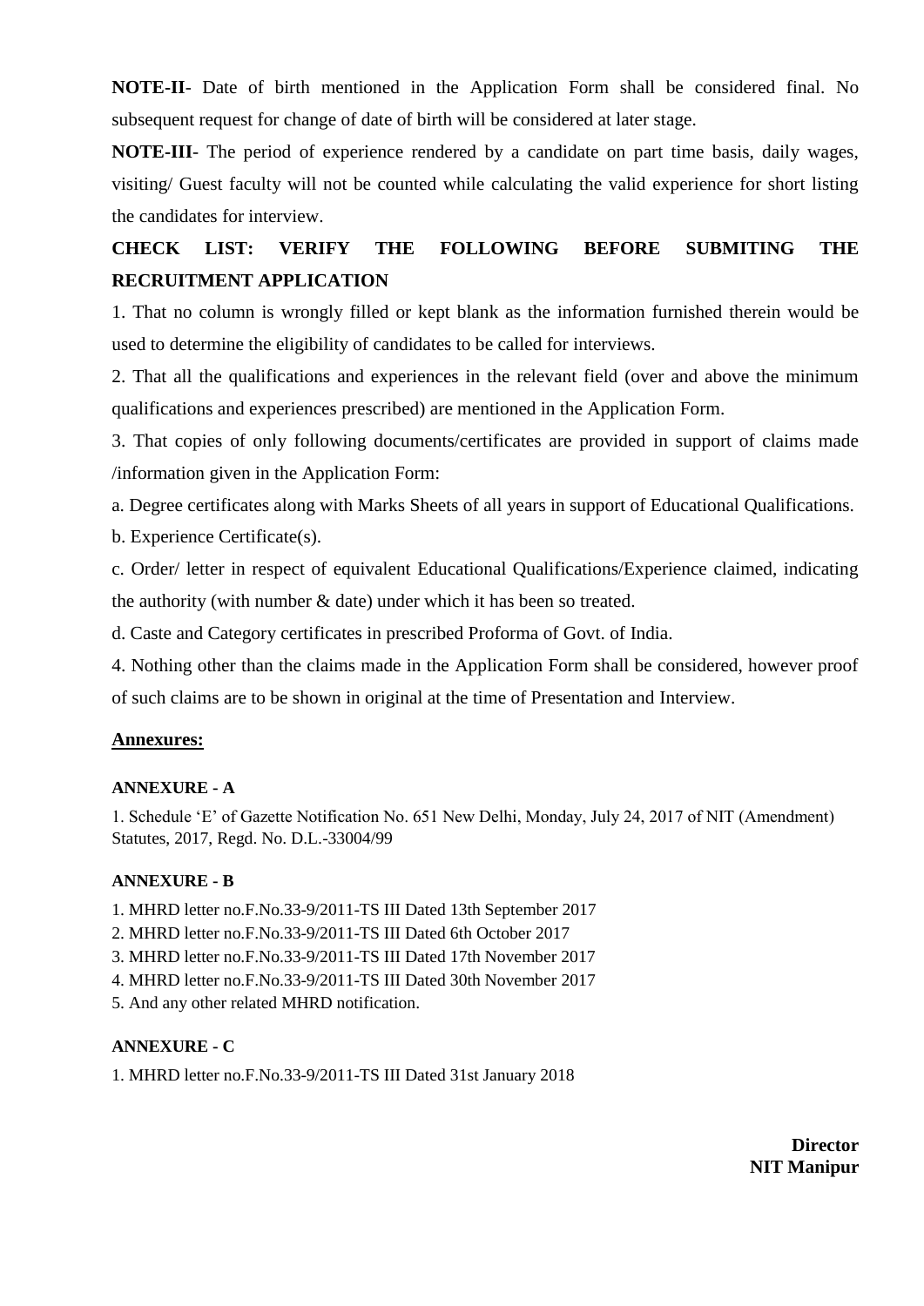**NOTE-II**- Date of birth mentioned in the Application Form shall be considered final. No subsequent request for change of date of birth will be considered at later stage.

**NOTE-III**- The period of experience rendered by a candidate on part time basis, daily wages, visiting/ Guest faculty will not be counted while calculating the valid experience for short listing the candidates for interview.

**CHECK LIST: VERIFY THE FOLLOWING BEFORE SUBMITING THE RECRUITMENT APPLICATION**

1. That no column is wrongly filled or kept blank as the information furnished therein would be used to determine the eligibility of candidates to be called for interviews.

2. That all the qualifications and experiences in the relevant field (over and above the minimum qualifications and experiences prescribed) are mentioned in the Application Form.

3. That copies of only following documents/certificates are provided in support of claims made /information given in the Application Form:

a. Degree certificates along with Marks Sheets of all years in support of Educational Qualifications.

b. Experience Certificate(s).

c. Order/ letter in respect of equivalent Educational Qualifications/Experience claimed, indicating the authority (with number & date) under which it has been so treated.

d. Caste and Category certificates in prescribed Proforma of Govt. of India.

4. Nothing other than the claims made in the Application Form shall be considered, however proof of such claims are to be shown in original at the time of Presentation and Interview.

**Annexures:**

**ANNEXURE - A**

1. Schedule 'E' of Gazette Notification No. 651 New Delhi, Monday, July 24, 2017 of NIT (Amendment) Statutes, 2017, Regd. No. D.L.-33004/99

**ANNEXURE - B**

1. MHRD letter no.F.No.33-9/2011-TS III Dated 13th September 2017
2. MHRD letter no.F.No.33-9/2011-TS III Dated 6th October 2017
3. MHRD letter no.F.No.33-9/2011-TS III Dated 17th November 2017
4. MHRD letter no.F.No.33-9/2011-TS III Dated 30th November 2017
5. And any other related MHRD notification.

**ANNEXURE - C**

1. MHRD letter no.F.No.33-9/2011-TS III Dated 31st January 2018

**Director**
**NIT Manipur**